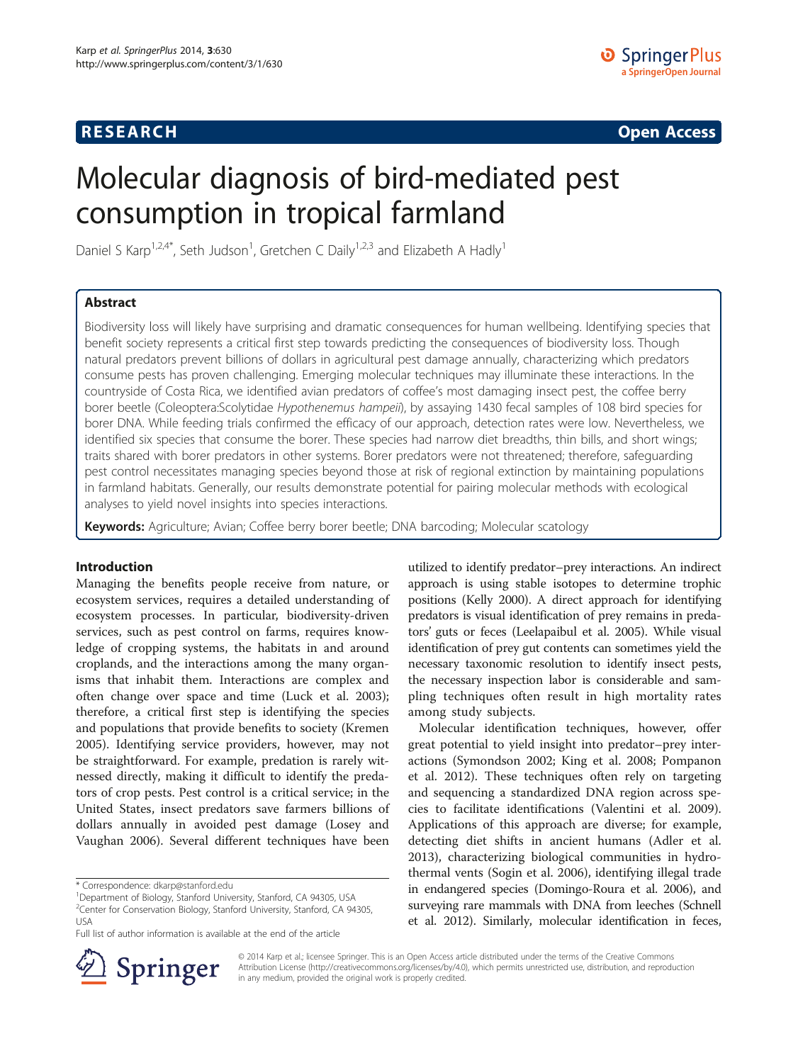RESEARCH Open Access

# Molecular diagnosis of bird-mediated pest consumption in tropical farmland

Daniel S Karp[1,2,4*], Seth Judson[1], Gretchen C Daily[1,2,3] and Elizabeth A Hadly[1]

## Abstract

Biodiversity loss will likely have surprising and dramatic consequences for human wellbeing. Identifying species that benefit society represents a critical first step towards predicting the consequences of biodiversity loss. Though natural predators prevent billions of dollars in agricultural pest damage annually, characterizing which predators consume pests has proven challenging. Emerging molecular techniques may illuminate these interactions. In the countryside of Costa Rica, we identified avian predators of coffee's most damaging insect pest, the coffee berry borer beetle (Coleoptera:Scolytidae *Hypothenemus hampeii*), by assaying 1430 fecal samples of 108 bird species for borer DNA. While feeding trials confirmed the efficacy of our approach, detection rates were low. Nevertheless, we identified six species that consume the borer. These species had narrow diet breadths, thin bills, and short wings; traits shared with borer predators in other systems. Borer predators were not threatened; therefore, safeguarding pest control necessitates managing species beyond those at risk of regional extinction by maintaining populations in farmland habitats. Generally, our results demonstrate potential for pairing molecular methods with ecological analyses to yield novel insights into species interactions.

**Keywords:** Agriculture; Avian; Coffee berry borer beetle; DNA barcoding; Molecular scatology

## Introduction

Managing the benefits people receive from nature, or ecosystem services, requires a detailed understanding of ecosystem processes. In particular, biodiversity-driven services, such as pest control on farms, requires knowledge of cropping systems, the habitats in and around croplands, and the interactions among the many organisms that inhabit them. Interactions are complex and often change over space and time (Luck et al. 2003); therefore, a critical first step is identifying the species and populations that provide benefits to society (Kremen 2005). Identifying service providers, however, may not be straightforward. For example, predation is rarely witnessed directly, making it difficult to identify the predators of crop pests. Pest control is a critical service; in the United States, insect predators save farmers billions of dollars annually in avoided pest damage (Losey and Vaughan 2006). Several different techniques have been utilized to identify predator–prey interactions. An indirect approach is using stable isotopes to determine trophic positions (Kelly 2000). A direct approach for identifying predators is visual identification of prey remains in predators' guts or feces (Leelapaibul et al. 2005). While visual identification of prey gut contents can sometimes yield the necessary taxonomic resolution to identify insect pests, the necessary inspection labor is considerable and sampling techniques often result in high mortality rates among study subjects.

Molecular identification techniques, however, offer great potential to yield insight into predator–prey interactions (Symondson 2002; King et al. 2008; Pompanon et al. 2012). These techniques often rely on targeting and sequencing a standardized DNA region across species to facilitate identifications (Valentini et al. 2009). Applications of this approach are diverse; for example, detecting diet shifts in ancient humans (Adler et al. 2013), characterizing biological communities in hydrothermal vents (Sogin et al. 2006), identifying illegal trade in endangered species (Domingo-Roura et al. 2006), and surveying rare mammals with DNA from leeches (Schnell et al. 2012). Similarly, molecular identification in feces,

\* Correspondence: dkarp@stanford.edu
[1]Department of Biology, Stanford University, Stanford, CA 94305, USA
[2]Center for Conservation Biology, Stanford University, Stanford, CA 94305, USA
Full list of author information is available at the end of the article

© 2014 Karp et al.; licensee Springer. This is an Open Access article distributed under the terms of the Creative Commons Attribution License (http://creativecommons.org/licenses/by/4.0), which permits unrestricted use, distribution, and reproduction in any medium, provided the original work is properly credited.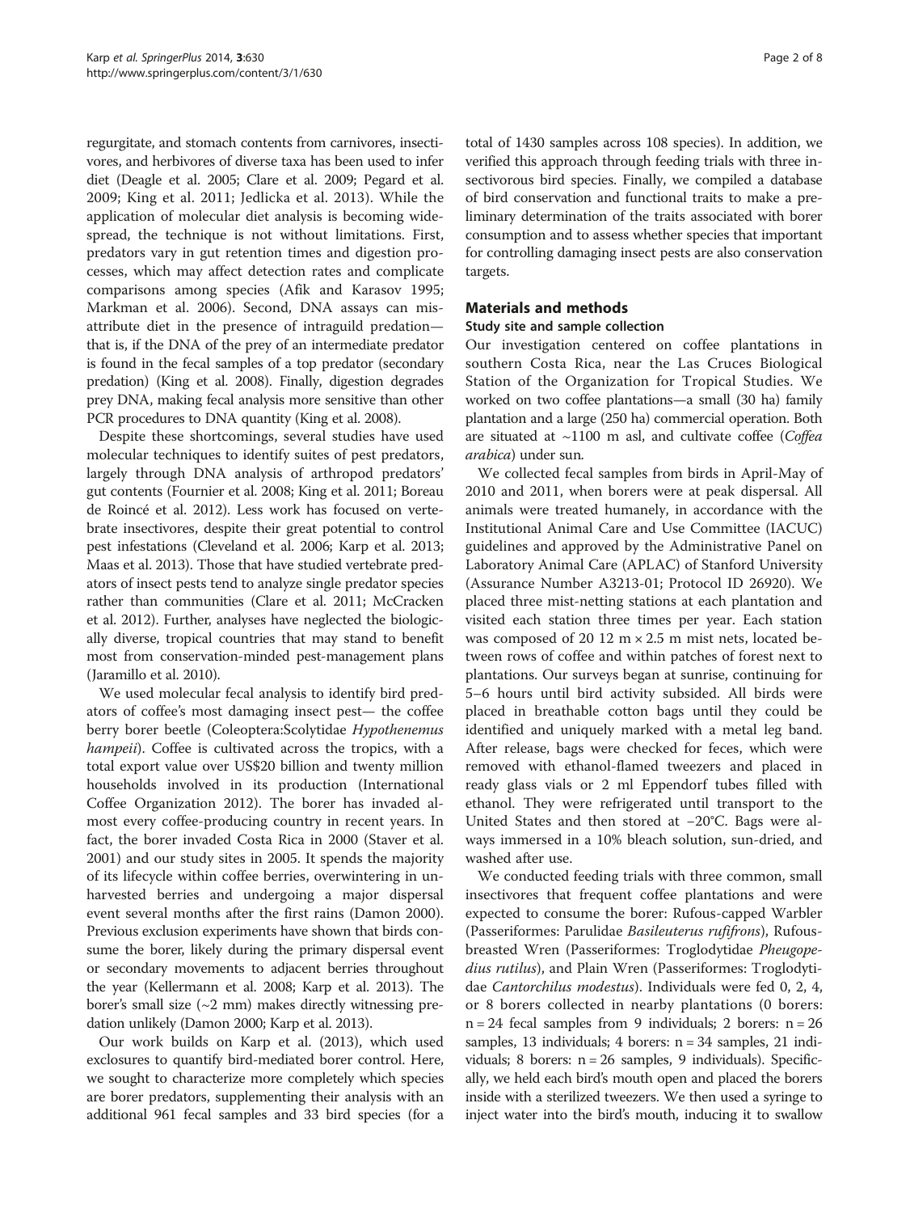regurgitate, and stomach contents from carnivores, insectivores, and herbivores of diverse taxa has been used to infer diet (Deagle et al. 2005; Clare et al. 2009; Pegard et al. 2009; King et al. 2011; Jedlicka et al. 2013). While the application of molecular diet analysis is becoming widespread, the technique is not without limitations. First, predators vary in gut retention times and digestion processes, which may affect detection rates and complicate comparisons among species (Afik and Karasov 1995; Markman et al. 2006). Second, DNA assays can misattribute diet in the presence of intraguild predation—that is, if the DNA of the prey of an intermediate predator is found in the fecal samples of a top predator (secondary predation) (King et al. 2008). Finally, digestion degrades prey DNA, making fecal analysis more sensitive than other PCR procedures to DNA quantity (King et al. 2008).

Despite these shortcomings, several studies have used molecular techniques to identify suites of pest predators, largely through DNA analysis of arthropod predators' gut contents (Fournier et al. 2008; King et al. 2011; Boreau de Roincé et al. 2012). Less work has focused on vertebrate insectivores, despite their great potential to control pest infestations (Cleveland et al. 2006; Karp et al. 2013; Maas et al. 2013). Those that have studied vertebrate predators of insect pests tend to analyze single predator species rather than communities (Clare et al. 2011; McCracken et al. 2012). Further, analyses have neglected the biologically diverse, tropical countries that may stand to benefit most from conservation-minded pest-management plans (Jaramillo et al. 2010).

We used molecular fecal analysis to identify bird predators of coffee's most damaging insect pest— the coffee berry borer beetle (Coleoptera:Scolytidae *Hypothenemus hampei*). Coffee is cultivated across the tropics, with a total export value over US$20 billion and twenty million households involved in its production (International Coffee Organization 2012). The borer has invaded almost every coffee-producing country in recent years. In fact, the borer invaded Costa Rica in 2000 (Staver et al. 2001) and our study sites in 2005. It spends the majority of its lifecycle within coffee berries, overwintering in unharvested berries and undergoing a major dispersal event several months after the first rains (Damon 2000). Previous exclusion experiments have shown that birds consume the borer, likely during the primary dispersal event or secondary movements to adjacent berries throughout the year (Kellermann et al. 2008; Karp et al. 2013). The borer's small size (~2 mm) makes directly witnessing predation unlikely (Damon 2000; Karp et al. 2013).

Our work builds on Karp et al. (2013), which used exclosures to quantify bird-mediated borer control. Here, we sought to characterize more completely which species are borer predators, supplementing their analysis with an additional 961 fecal samples and 33 bird species (for a total of 1430 samples across 108 species). In addition, we verified this approach through feeding trials with three insectivorous bird species. Finally, we compiled a database of bird conservation and functional traits to make a preliminary determination of the traits associated with borer consumption and to assess whether species that important for controlling damaging insect pests are also conservation targets.

## Materials and methods

### Study site and sample collection

Our investigation centered on coffee plantations in southern Costa Rica, near the Las Cruces Biological Station of the Organization for Tropical Studies. We worked on two coffee plantations—a small (30 ha) family plantation and a large (250 ha) commercial operation. Both are situated at ~1100 m asl, and cultivate coffee (*Coffea arabica*) under sun.

We collected fecal samples from birds in April-May of 2010 and 2011, when borers were at peak dispersal. All animals were treated humanely, in accordance with the Institutional Animal Care and Use Committee (IACUC) guidelines and approved by the Administrative Panel on Laboratory Animal Care (APLAC) of Stanford University (Assurance Number A3213-01; Protocol ID 26920). We placed three mist-netting stations at each plantation and visited each station three times per year. Each station was composed of 20 12 m × 2.5 m mist nets, located between rows of coffee and within patches of forest next to plantations. Our surveys began at sunrise, continuing for 5–6 hours until bird activity subsided. All birds were placed in breathable cotton bags until they could be identified and uniquely marked with a metal leg band. After release, bags were checked for feces, which were removed with ethanol-flamed tweezers and placed in ready glass vials or 2 ml Eppendorf tubes filled with ethanol. They were refrigerated until transport to the United States and then stored at −20°C. Bags were always immersed in a 10% bleach solution, sun-dried, and washed after use.

We conducted feeding trials with three common, small insectivores that frequent coffee plantations and were expected to consume the borer: Rufous-capped Warbler (Passeriformes: Parulidae *Basileuterus rufifrons*), Rufous-breasted Wren (Passeriformes: Troglodytidae *Pheugopedius rutilus*), and Plain Wren (Passeriformes: Troglodytidae *Cantorchilus modestus*). Individuals were fed 0, 2, 4, or 8 borers collected in nearby plantations (0 borers: n = 24 fecal samples from 9 individuals; 2 borers: n = 26 samples, 13 individuals; 4 borers: n = 34 samples, 21 individuals; 8 borers: n = 26 samples, 9 individuals). Specifically, we held each bird's mouth open and placed the borers inside with a sterilized tweezers. We then used a syringe to inject water into the bird's mouth, inducing it to swallow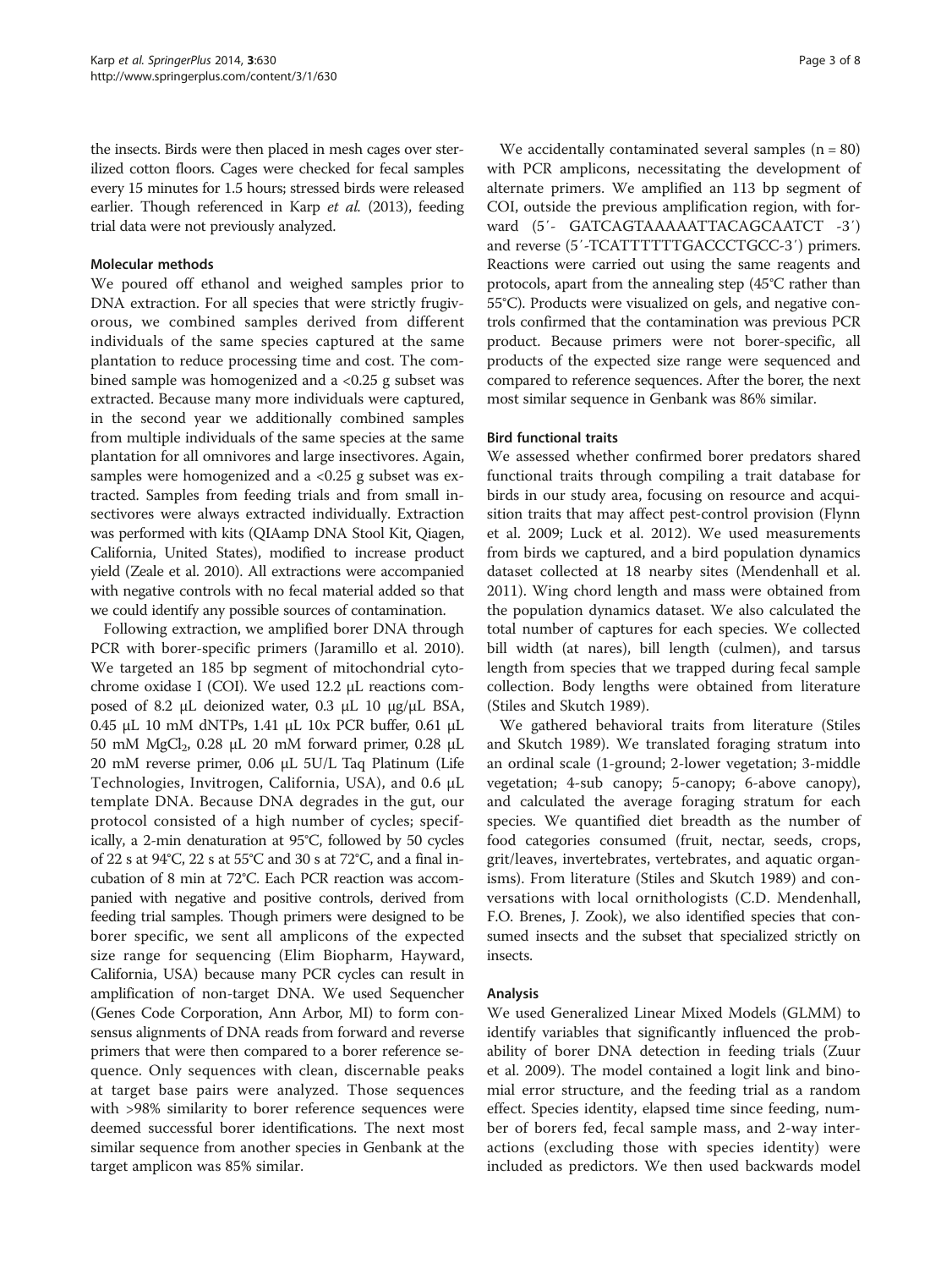the insects. Birds were then placed in mesh cages over sterilized cotton floors. Cages were checked for fecal samples every 15 minutes for 1.5 hours; stressed birds were released earlier. Though referenced in Karp *et al.* (2013), feeding trial data were not previously analyzed.

### Molecular methods

We poured off ethanol and weighed samples prior to DNA extraction. For all species that were strictly frugivorous, we combined samples derived from different individuals of the same species captured at the same plantation to reduce processing time and cost. The combined sample was homogenized and a <0.25 g subset was extracted. Because many more individuals were captured, in the second year we additionally combined samples from multiple individuals of the same species at the same plantation for all omnivores and large insectivores. Again, samples were homogenized and a <0.25 g subset was extracted. Samples from feeding trials and from small insectivores were always extracted individually. Extraction was performed with kits (QIAamp DNA Stool Kit, Qiagen, California, United States), modified to increase product yield (Zeale et al. 2010). All extractions were accompanied with negative controls with no fecal material added so that we could identify any possible sources of contamination.

Following extraction, we amplified borer DNA through PCR with borer-specific primers (Jaramillo et al. 2010). We targeted an 185 bp segment of mitochondrial cytochrome oxidase I (COI). We used 12.2 μL reactions composed of 8.2 μL deionized water, 0.3 μL 10 μg/μL BSA, 0.45 μL 10 mM dNTPs, 1.41 μL 10x PCR buffer, 0.61 μL 50 mM $MgCl_2$, 0.28 μL 20 mM forward primer, 0.28 μL 20 mM reverse primer, 0.06 μL 5U/L Taq Platinum (Life Technologies, Invitrogen, California, USA), and 0.6 μL template DNA. Because DNA degrades in the gut, our protocol consisted of a high number of cycles; specifically, a 2-min denaturation at 95°C, followed by 50 cycles of 22 s at 94°C, 22 s at 55°C and 30 s at 72°C, and a final incubation of 8 min at 72°C. Each PCR reaction was accompanied with negative and positive controls, derived from feeding trial samples. Though primers were designed to be borer specific, we sent all amplicons of the expected size range for sequencing (Elim Biopharm, Hayward, California, USA) because many PCR cycles can result in amplification of non-target DNA. We used Sequencher (Genes Code Corporation, Ann Arbor, MI) to form consensus alignments of DNA reads from forward and reverse primers that were then compared to a borer reference sequence. Only sequences with clean, discernable peaks at target base pairs were analyzed. Those sequences with >98% similarity to borer reference sequences were deemed successful borer identifications. The next most similar sequence from another species in Genbank at the target amplicon was 85% similar.

We accidentally contaminated several samples (n = 80) with PCR amplicons, necessitating the development of alternate primers. We amplified an 113 bp segment of COI, outside the previous amplification region, with forward (5′- GATCAGTAAAAATTACAGCAATCT -3′) and reverse (5′-TCATTTTTTGACCCTGCC-3′) primers. Reactions were carried out using the same reagents and protocols, apart from the annealing step (45°C rather than 55°C). Products were visualized on gels, and negative controls confirmed that the contamination was previous PCR product. Because primers were not borer-specific, all products of the expected size range were sequenced and compared to reference sequences. After the borer, the next most similar sequence in Genbank was 86% similar.

### Bird functional traits

We assessed whether confirmed borer predators shared functional traits through compiling a trait database for birds in our study area, focusing on resource and acquisition traits that may affect pest-control provision (Flynn et al. 2009; Luck et al. 2012). We used measurements from birds we captured, and a bird population dynamics dataset collected at 18 nearby sites (Mendenhall et al. 2011). Wing chord length and mass were obtained from the population dynamics dataset. We also calculated the total number of captures for each species. We collected bill width (at nares), bill length (culmen), and tarsus length from species that we trapped during fecal sample collection. Body lengths were obtained from literature (Stiles and Skutch 1989).

We gathered behavioral traits from literature (Stiles and Skutch 1989). We translated foraging stratum into an ordinal scale (1-ground; 2-lower vegetation; 3-middle vegetation; 4-sub canopy; 5-canopy; 6-above canopy), and calculated the average foraging stratum for each species. We quantified diet breadth as the number of food categories consumed (fruit, nectar, seeds, crops, grit/leaves, invertebrates, vertebrates, and aquatic organisms). From literature (Stiles and Skutch 1989) and conversations with local ornithologists (C.D. Mendenhall, F.O. Brenes, J. Zook), we also identified species that consumed insects and the subset that specialized strictly on insects.

### Analysis

We used Generalized Linear Mixed Models (GLMM) to identify variables that significantly influenced the probability of borer DNA detection in feeding trials (Zuur et al. 2009). The model contained a logit link and binomial error structure, and the feeding trial as a random effect. Species identity, elapsed time since feeding, number of borers fed, fecal sample mass, and 2-way interactions (excluding those with species identity) were included as predictors. We then used backwards model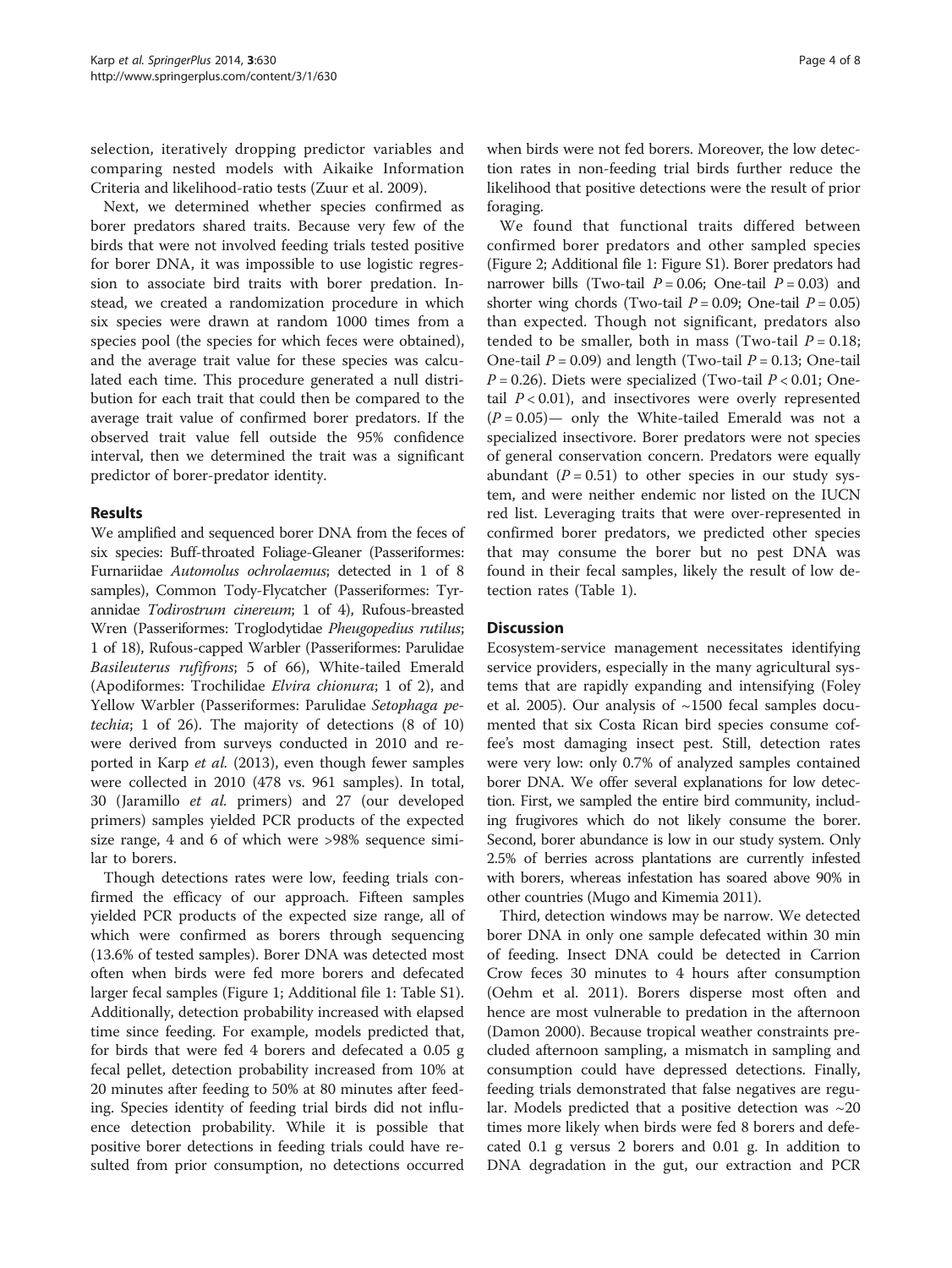selection, iteratively dropping predictor variables and comparing nested models with Aikaike Information Criteria and likelihood-ratio tests (Zuur et al. 2009).

Next, we determined whether species confirmed as borer predators shared traits. Because very few of the birds that were not involved feeding trials tested positive for borer DNA, it was impossible to use logistic regression to associate bird traits with borer predation. Instead, we created a randomization procedure in which six species were drawn at random 1000 times from a species pool (the species for which feces were obtained), and the average trait value for these species was calculated each time. This procedure generated a null distribution for each trait that could then be compared to the average trait value of confirmed borer predators. If the observed trait value fell outside the 95% confidence interval, then we determined the trait was a significant predictor of borer-predator identity.

## Results

We amplified and sequenced borer DNA from the feces of six species: Buff-throated Foliage-Gleaner (Passeriformes: Furnariidae *Automolus ochrolaemus*; detected in 1 of 8 samples), Common Tody-Flycatcher (Passeriformes: Tyrannidae *Todirostrum cinereum*; 1 of 4), Rufous-breasted Wren (Passeriformes: Troglodytidae *Pheugopedius rutilus*; 1 of 18), Rufous-capped Warbler (Passeriformes: Parulidae *Basileuterus rufifrons*; 5 of 66), White-tailed Emerald (Apodiformes: Trochilidae *Elvira chionura*; 1 of 2), and Yellow Warbler (Passeriformes: Parulidae *Setophaga petechia*; 1 of 26). The majority of detections (8 of 10) were derived from surveys conducted in 2010 and reported in Karp *et al.* (2013), even though fewer samples were collected in 2010 (478 vs. 961 samples). In total, 30 (Jaramillo *et al.* primers) and 27 (our developed primers) samples yielded PCR products of the expected size range, 4 and 6 of which were >98% sequence similar to borers.

Though detections rates were low, feeding trials confirmed the efficacy of our approach. Fifteen samples yielded PCR products of the expected size range, all of which were confirmed as borers through sequencing (13.6% of tested samples). Borer DNA was detected most often when birds were fed more borers and defecated larger fecal samples (Figure 1; Additional file 1: Table S1). Additionally, detection probability increased with elapsed time since feeding. For example, models predicted that, for birds that were fed 4 borers and defecated a 0.05 g fecal pellet, detection probability increased from 10% at 20 minutes after feeding to 50% at 80 minutes after feeding. Species identity of feeding trial birds did not influence detection probability. While it is possible that positive borer detections in feeding trials could have resulted from prior consumption, no detections occurred when birds were not fed borers. Moreover, the low detection rates in non-feeding trial birds further reduce the likelihood that positive detections were the result of prior foraging.

We found that functional traits differed between confirmed borer predators and other sampled species (Figure 2; Additional file 1: Figure S1). Borer predators had narrower bills (Two-tail $P = 0.06$; One-tail $P = 0.03$) and shorter wing chords (Two-tail $P = 0.09$; One-tail $P = 0.05$) than expected. Though not significant, predators also tended to be smaller, both in mass (Two-tail $P = 0.18$; One-tail $P = 0.09$) and length (Two-tail $P = 0.13$; One-tail $P = 0.26$). Diets were specialized (Two-tail $P < 0.01$; One-tail $P < 0.01$), and insectivores were overly represented ($P = 0.05$)— only the White-tailed Emerald was not a specialized insectivore. Borer predators were not species of general conservation concern. Predators were equally abundant ($P = 0.51$) to other species in our study system, and were neither endemic nor listed on the IUCN red list. Leveraging traits that were over-represented in confirmed borer predators, we predicted other species that may consume the borer but no pest DNA was found in their fecal samples, likely the result of low detection rates (Table 1).

## Discussion

Ecosystem-service management necessitates identifying service providers, especially in the many agricultural systems that are rapidly expanding and intensifying (Foley et al. 2005). Our analysis of ~1500 fecal samples documented that six Costa Rican bird species consume coffee's most damaging insect pest. Still, detection rates were very low: only 0.7% of analyzed samples contained borer DNA. We offer several explanations for low detection. First, we sampled the entire bird community, including frugivores which do not likely consume the borer. Second, borer abundance is low in our study system. Only 2.5% of berries across plantations are currently infested with borers, whereas infestation has soared above 90% in other countries (Mugo and Kimemia 2011).

Third, detection windows may be narrow. We detected borer DNA in only one sample defecated within 30 min of feeding. Insect DNA could be detected in Carrion Crow feces 30 minutes to 4 hours after consumption (Oehm et al. 2011). Borers disperse most often and hence are most vulnerable to predation in the afternoon (Damon 2000). Because tropical weather constraints precluded afternoon sampling, a mismatch in sampling and consumption could have depressed detections. Finally, feeding trials demonstrated that false negatives are regular. Models predicted that a positive detection was ~20 times more likely when birds were fed 8 borers and defecated 0.1 g versus 2 borers and 0.01 g. In addition to DNA degradation in the gut, our extraction and PCR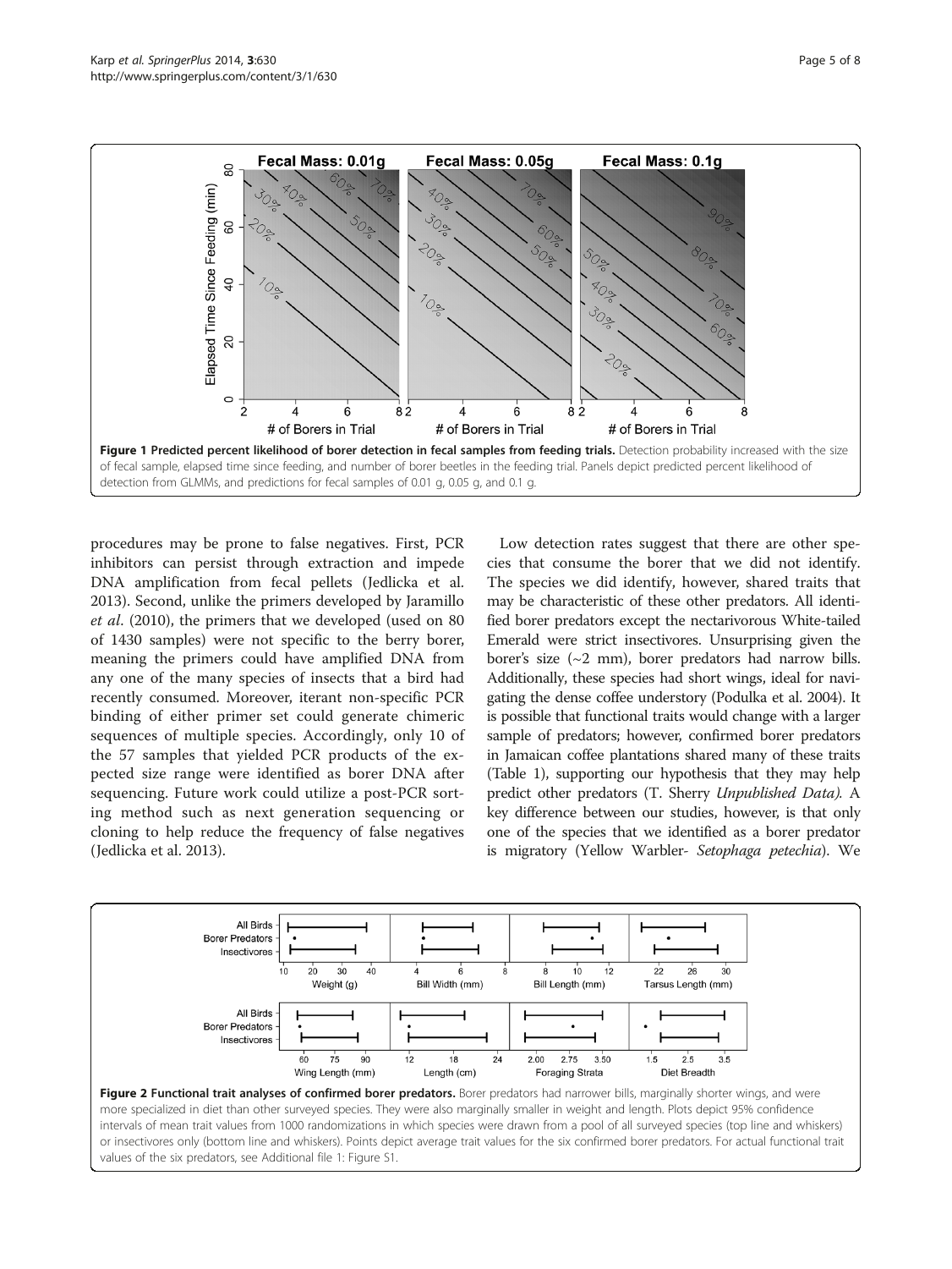Figure 1 Predicted percent likelihood of borer detection in fecal samples from feeding trials. Detection probability increased with the size of fecal sample, elapsed time since feeding, and number of borer beetles in the feeding trial. Panels depict predicted percent likelihood of detection from GLMMs, and predictions for fecal samples of 0.01 g, 0.05 g, and 0.1 g.

procedures may be prone to false negatives. First, PCR inhibitors can persist through extraction and impede DNA amplification from fecal pellets (Jedlicka et al. 2013). Second, unlike the primers developed by Jaramillo *et al*. (2010), the primers that we developed (used on 80 of 1430 samples) were not specific to the berry borer, meaning the primers could have amplified DNA from any one of the many species of insects that a bird had recently consumed. Moreover, iterant non-specific PCR binding of either primer set could generate chimeric sequences of multiple species. Accordingly, only 10 of the 57 samples that yielded PCR products of the expected size range were identified as borer DNA after sequencing. Future work could utilize a post-PCR sorting method such as next generation sequencing or cloning to help reduce the frequency of false negatives (Jedlicka et al. 2013).

Low detection rates suggest that there are other species that consume the borer that we did not identify. The species we did identify, however, shared traits that may be characteristic of these other predators. All identified borer predators except the nectarivorous White-tailed Emerald were strict insectivores. Unsurprising given the borer's size (~2 mm), borer predators had narrow bills. Additionally, these species had short wings, ideal for navigating the dense coffee understory (Podulka et al. 2004). It is possible that functional traits would change with a larger sample of predators; however, confirmed borer predators in Jamaican coffee plantations shared many of these traits (Table 1), supporting our hypothesis that they may help predict other predators (T. Sherry *Unpublished Data).* A key difference between our studies, however, is that only one of the species that we identified as a borer predator is migratory (Yellow Warbler- *Setophaga petechia*). We

Figure 2 Functional trait analyses of confirmed borer predators. Borer predators had narrower bills, marginally shorter wings, and were more specialized in diet than other surveyed species. They were also marginally smaller in weight and length. Plots depict 95% confidence intervals of mean trait values from 1000 randomizations in which species were drawn from a pool of all surveyed species (top line and whiskers) or insectivores only (bottom line and whiskers). Points depict average trait values for the six confirmed borer predators. For actual functional trait values of the six predators, see Additional file 1: Figure S1.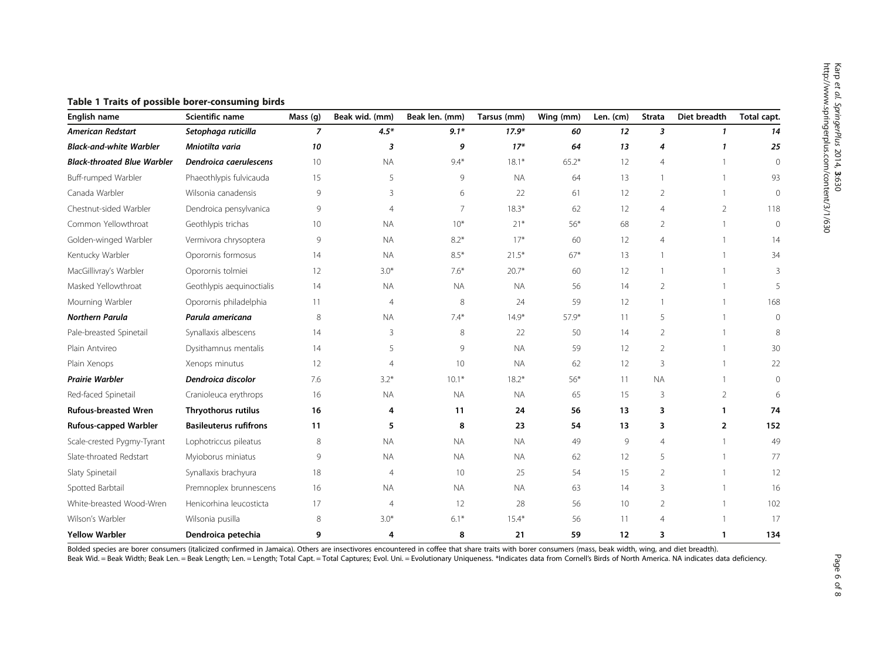**Table 1 Traits of possible borer-consuming birds**

| English name | Scientific name | Mass (g) | Beak wid. (mm) | Beak len. (mm) | Tarsus (mm) | Wing (mm) | Len. (cm) | Strata | Diet breadth | Total capt. |
|---|---|---|---|---|---|---|---|---|---|---|
| ***American Redstart*** | ***Setophaga ruticilla*** | ***7*** | ***4.5**** | ***9.1**** | ***17.9**** | ***60*** | ***12*** | ***3*** | ***1*** | ***14*** |
| ***Black-and-white Warbler*** | ***Mniotilta varia*** | ***10*** | ***3*** | ***9*** | ***17**** | ***64*** | ***13*** | ***4*** | ***1*** | ***25*** |
| ***Black-throated Blue Warbler*** | ***Dendroica caerulescens*** | 10 | NA | 9.4* | 18.1* | 65.2* | 12 | 4 | 1 | 0 |
| Buff-rumped Warbler | Phaeothlypis fulvicauda | 15 | 5 | 9 | NA | 64 | 13 | 1 | 1 | 93 |
| Canada Warbler | Wilsonia canadensis | 9 | 3 | 6 | 22 | 61 | 12 | 2 | 1 | 0 |
| Chestnut-sided Warbler | Dendroica pensylvanica | 9 | 4 | 7 | 18.3* | 62 | 12 | 4 | 2 | 118 |
| Common Yellowthroat | Geothlypis trichas | 10 | NA | 10* | 21* | 56* | 68 | 2 | 1 | 0 |
| Golden-winged Warbler | Vermivora chrysoptera | 9 | NA | 8.2* | 17* | 60 | 12 | 4 | 1 | 14 |
| Kentucky Warbler | Oporornis formosus | 14 | NA | 8.5* | 21.5* | 67* | 13 | 1 | 1 | 34 |
| MacGillivray's Warbler | Oporornis tolmiei | 12 | 3.0* | 7.6* | 20.7* | 60 | 12 | 1 | 1 | 3 |
| Masked Yellowthroat | Geothlypis aequinoctialis | 14 | NA | NA | NA | 56 | 14 | 2 | 1 | 5 |
| Mourning Warbler | Oporornis philadelphia | 11 | 4 | 8 | 24 | 59 | 12 | 1 | 1 | 168 |
| ***Northern Parula*** | ***Parula americana*** | 8 | NA | 7.4* | 14.9* | 57.9* | 11 | 5 | 1 | 0 |
| Pale-breasted Spinetail | Synallaxis albescens | 14 | 3 | 8 | 22 | 50 | 14 | 2 | 1 | 8 |
| Plain Antvireo | Dysithamnus mentalis | 14 | 5 | 9 | NA | 59 | 12 | 2 | 1 | 30 |
| Plain Xenops | Xenops minutus | 12 | 4 | 10 | NA | 62 | 12 | 3 | 1 | 22 |
| ***Prairie Warbler*** | ***Dendroica discolor*** | 7.6 | 3.2* | 10.1* | 18.2* | 56* | 11 | NA | 1 | 0 |
| Red-faced Spinetail | Cranioleuca erythrops | 16 | NA | NA | NA | 65 | 15 | 3 | 2 | 6 |
| **Rufous-breasted Wren** | **Thryothorus rutilus** | **16** | **4** | **11** | **24** | **56** | **13** | **3** | **1** | **74** |
| **Rufous-capped Warbler** | **Basileuterus rufifrons** | **11** | **5** | **8** | **23** | **54** | **13** | **3** | **2** | **152** |
| Scale-crested Pygmy-Tyrant | Lophotriccus pileatus | 8 | NA | NA | NA | 49 | 9 | 4 | 1 | 49 |
| Slate-throated Redstart | Myioborus miniatus | 9 | NA | NA | NA | 62 | 12 | 5 | 1 | 77 |
| Slaty Spinetail | Synallaxis brachyura | 18 | 4 | 10 | 25 | 54 | 15 | 2 | 1 | 12 |
| Spotted Barbtail | Premnoplex brunnescens | 16 | NA | NA | NA | 63 | 14 | 3 | 1 | 16 |
| White-breasted Wood-Wren | Henicorhina leucosticta | 17 | 4 | 12 | 28 | 56 | 10 | 2 | 1 | 102 |
| Wilson's Warbler | Wilsonia pusilla | 8 | 3.0* | 6.1* | 15.4* | 56 | 11 | 4 | 1 | 17 |
| **Yellow Warbler** | **Dendroica petechia** | **9** | **4** | **8** | **21** | **59** | **12** | **3** | **1** | **134** |

Bolded species are borer consumers (italicized confirmed in Jamaica). Others are insectivores encountered in coffee that share traits with borer consumers (mass, beak width, wing, and diet breadth).
Beak Wid. = Beak Width; Beak Len. = Beak Length; Len. = Length; Total Capt. = Total Captures; Evol. Uni. = Evolutionary Uniqueness. *Indicates data from Cornell's Birds of North America. NA indicates data deficiency.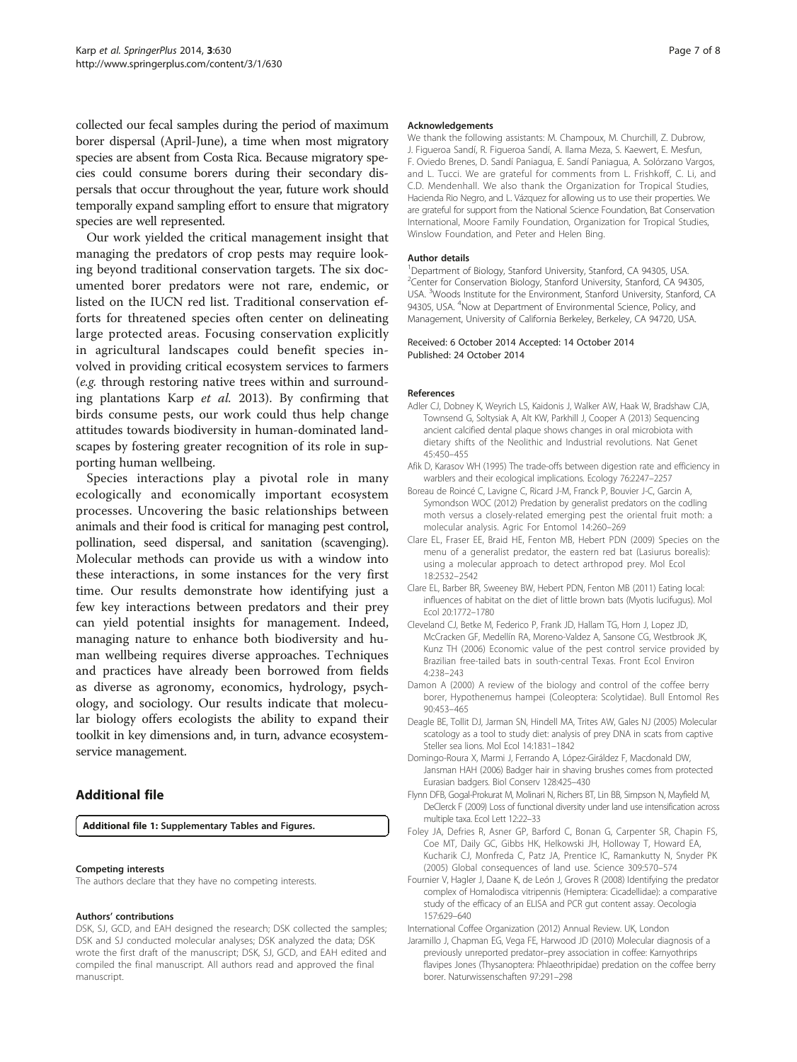collected our fecal samples during the period of maximum borer dispersal (April-June), a time when most migratory species are absent from Costa Rica. Because migratory species could consume borers during their secondary dispersals that occur throughout the year, future work should temporally expand sampling effort to ensure that migratory species are well represented.

Our work yielded the critical management insight that managing the predators of crop pests may require looking beyond traditional conservation targets. The six documented borer predators were not rare, endemic, or listed on the IUCN red list. Traditional conservation efforts for threatened species often center on delineating large protected areas. Focusing conservation explicitly in agricultural landscapes could benefit species involved in providing critical ecosystem services to farmers (*e.g.* through restoring native trees within and surrounding plantations Karp *et al.* 2013). By confirming that birds consume pests, our work could thus help change attitudes towards biodiversity in human-dominated landscapes by fostering greater recognition of its role in supporting human wellbeing.

Species interactions play a pivotal role in many ecologically and economically important ecosystem processes. Uncovering the basic relationships between animals and their food is critical for managing pest control, pollination, seed dispersal, and sanitation (scavenging). Molecular methods can provide us with a window into these interactions, in some instances for the very first time. Our results demonstrate how identifying just a few key interactions between predators and their prey can yield potential insights for management. Indeed, managing nature to enhance both biodiversity and human wellbeing requires diverse approaches. Techniques and practices have already been borrowed from fields as diverse as agronomy, economics, hydrology, psychology, and sociology. Our results indicate that molecular biology offers ecologists the ability to expand their toolkit in key dimensions and, in turn, advance ecosystem-service management.

## Additional file

**Additional file 1: Supplementary Tables and Figures.**

#### Competing interests

The authors declare that they have no competing interests.

#### Authors' contributions

DSK, SJ, GCD, and EAH designed the research; DSK collected the samples; DSK and SJ conducted molecular analyses; DSK analyzed the data; DSK wrote the first draft of the manuscript; DSK, SJ, GCD, and EAH edited and compiled the final manuscript. All authors read and approved the final manuscript.

#### Acknowledgements

We thank the following assistants: M. Champoux, M. Churchill, Z. Dubrow, J. Figueroa Sandí, R. Figueroa Sandí, A. Ilama Meza, S. Kaewert, E. Mesfun, F. Oviedo Brenes, D. Sandí Paniagua, E. Sandí Paniagua, A. Solórzano Vargos, and L. Tucci. We are grateful for comments from L. Frishkoff, C. Li, and C.D. Mendenhall. We also thank the Organization for Tropical Studies, Hacienda Rio Negro, and L. Vázquez for allowing us to use their properties. We are grateful for support from the National Science Foundation, Bat Conservation International, Moore Family Foundation, Organization for Tropical Studies, Winslow Foundation, and Peter and Helen Bing.

#### Author details

[1]Department of Biology, Stanford University, Stanford, CA 94305, USA. [2]Center for Conservation Biology, Stanford University, Stanford, CA 94305, USA. [3]Woods Institute for the Environment, Stanford University, Stanford, CA 94305, USA. [4]Now at Department of Environmental Science, Policy, and Management, University of California Berkeley, Berkeley, CA 94720, USA.

Received: 6 October 2014 Accepted: 14 October 2014
Published: 24 October 2014

#### References

Adler CJ, Dobney K, Weyrich LS, Kaidonis J, Walker AW, Haak W, Bradshaw CJA, Townsend G, Soltysiak A, Alt KW, Parkhill J, Cooper A (2013) Sequencing ancient calcified dental plaque shows changes in oral microbiota with dietary shifts of the Neolithic and Industrial revolutions. Nat Genet 45:450–455

Afik D, Karasov WH (1995) The trade-offs between digestion rate and efficiency in warblers and their ecological implications. Ecology 76:2247–2257

Boreau de Roincé C, Lavigne C, Ricard J-M, Franck P, Bouvier J-C, Garcin A, Symondson WOC (2012) Predation by generalist predators on the codling moth versus a closely-related emerging pest the oriental fruit moth: a molecular analysis. Agric For Entomol 14:260–269

Clare EL, Fraser EE, Braid HE, Fenton MB, Hebert PDN (2009) Species on the menu of a generalist predator, the eastern red bat (Lasiurus borealis): using a molecular approach to detect arthropod prey. Mol Ecol 18:2532–2542

Clare EL, Barber BR, Sweeney BW, Hebert PDN, Fenton MB (2011) Eating local: influences of habitat on the diet of little brown bats (Myotis lucifugus). Mol Ecol 20:1772–1780

Cleveland CJ, Betke M, Federico P, Frank JD, Hallam TG, Horn J, Lopez JD, McCracken GF, Medellín RA, Moreno-Valdez A, Sansone CG, Westbrook JK, Kunz TH (2006) Economic value of the pest control service provided by Brazilian free-tailed bats in south-central Texas. Front Ecol Environ 4:238–243

Damon A (2000) A review of the biology and control of the coffee berry borer, Hypothenemus hampei (Coleoptera: Scolytidae). Bull Entomol Res 90:453–465

Deagle BE, Tollit DJ, Jarman SN, Hindell MA, Trites AW, Gales NJ (2005) Molecular scatology as a tool to study diet: analysis of prey DNA in scats from captive Steller sea lions. Mol Ecol 14:1831–1842

Domingo-Roura X, Marmi J, Ferrando A, López-Giráldez F, Macdonald DW, Jansman HAH (2006) Badger hair in shaving brushes comes from protected Eurasian badgers. Biol Conserv 128:425–430

Flynn DFB, Gogol-Prokurat M, Molinari N, Richers BT, Lin BB, Simpson N, Mayfield M, DeClerck F (2009) Loss of functional diversity under land use intensification across multiple taxa. Ecol Lett 12:22–33

Foley JA, Defries R, Asner GP, Barford C, Bonan G, Carpenter SR, Chapin FS, Coe MT, Daily GC, Gibbs HK, Helkowski JH, Holloway T, Howard EA, Kucharik CJ, Monfreda C, Patz JA, Prentice IC, Ramankutty N, Snyder PK (2005) Global consequences of land use. Science 309:570–574

Fournier V, Hagler J, Daane K, de León J, Groves R (2008) Identifying the predator complex of Homalodisca vitripennis (Hemiptera: Cicadellidae): a comparative study of the efficacy of an ELISA and PCR gut content assay. Oecologia 157:629–640

International Coffee Organization (2012) Annual Review. UK, London

Jaramillo J, Chapman EG, Vega FE, Harwood JD (2010) Molecular diagnosis of a previously unreported predator–prey association in coffee: Karnyothrips flavipes Jones (Thysanoptera: Phlaeothripidae) predation on the coffee berry borer. Naturwissenschaften 97:291–298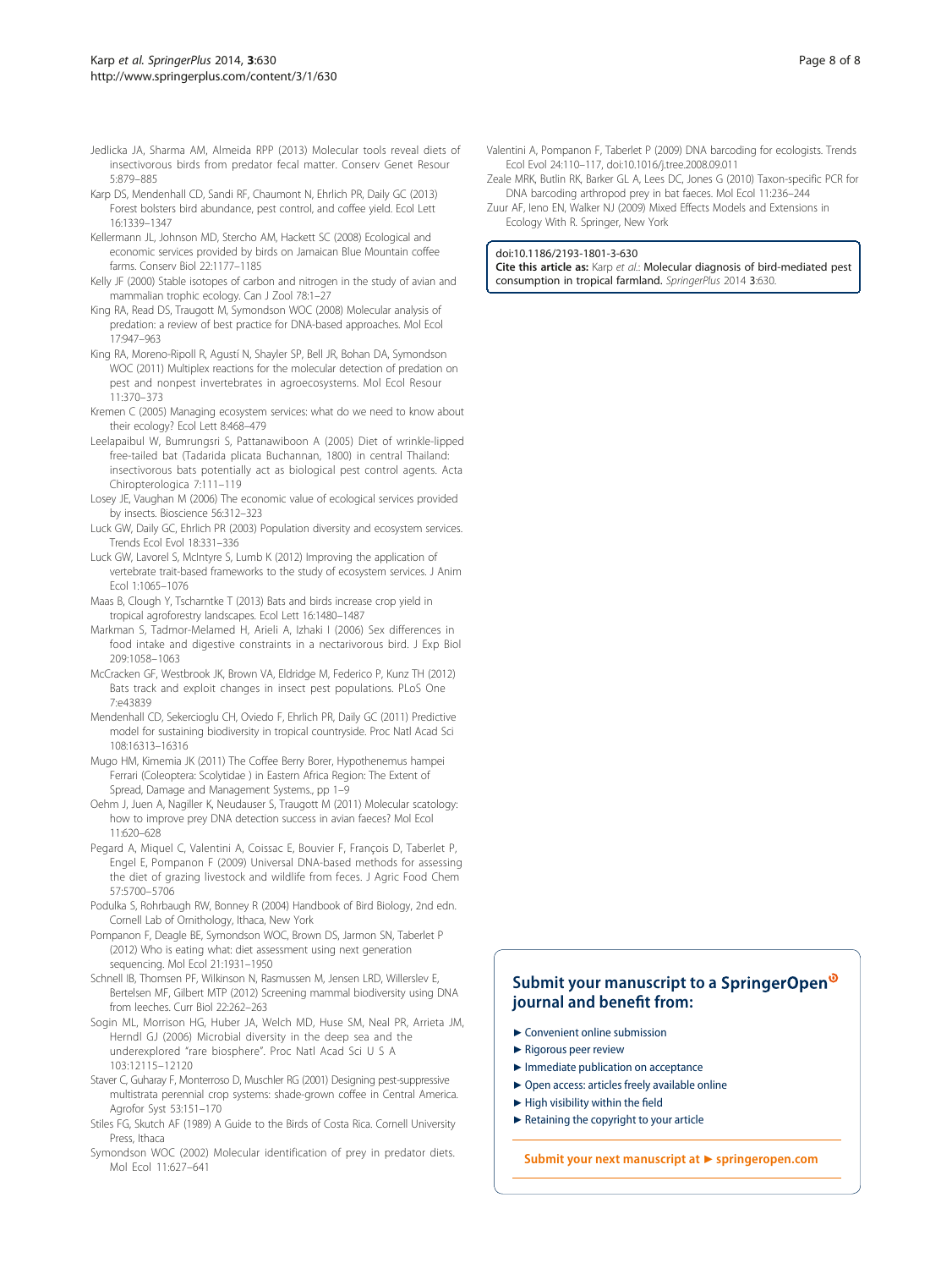Jedlicka JA, Sharma AM, Almeida RPP (2013) Molecular tools reveal diets of insectivorous birds from predator fecal matter. Conserv Genet Resour 5:879–885

Karp DS, Mendenhall CD, Sandi RF, Chaumont N, Ehrlich PR, Daily GC (2013) Forest bolsters bird abundance, pest control, and coffee yield. Ecol Lett 16:1339–1347

Kellermann JL, Johnson MD, Stercho AM, Hackett SC (2008) Ecological and economic services provided by birds on Jamaican Blue Mountain coffee farms. Conserv Biol 22:1177–1185

Kelly JF (2000) Stable isotopes of carbon and nitrogen in the study of avian and mammalian trophic ecology. Can J Zool 78:1–27

King RA, Read DS, Traugott M, Symondson WOC (2008) Molecular analysis of predation: a review of best practice for DNA-based approaches. Mol Ecol 17:947–963

King RA, Moreno-Ripoll R, Agustí N, Shayler SP, Bell JR, Bohan DA, Symondson WOC (2011) Multiplex reactions for the molecular detection of predation on pest and nonpest invertebrates in agroecosystems. Mol Ecol Resour 11:370–373

Kremen C (2005) Managing ecosystem services: what do we need to know about their ecology? Ecol Lett 8:468–479

Leelapaibul W, Bumrungsri S, Pattanawiboon A (2005) Diet of wrinkle-lipped free-tailed bat (Tadarida plicata Buchannan, 1800) in central Thailand: insectivorous bats potentially act as biological pest control agents. Acta Chiropterologica 7:111–119

Losey JE, Vaughan M (2006) The economic value of ecological services provided by insects. Bioscience 56:312–323

Luck GW, Daily GC, Ehrlich PR (2003) Population diversity and ecosystem services. Trends Ecol Evol 18:331–336

Luck GW, Lavorel S, McIntyre S, Lumb K (2012) Improving the application of vertebrate trait-based frameworks to the study of ecosystem services. J Anim Ecol 1:1065–1076

Maas B, Clough Y, Tscharntke T (2013) Bats and birds increase crop yield in tropical agroforestry landscapes. Ecol Lett 16:1480–1487

Markman S, Tadmor-Melamed H, Arieli A, Izhaki I (2006) Sex differences in food intake and digestive constraints in a nectarivorous bird. J Exp Biol 209:1058–1063

McCracken GF, Westbrook JK, Brown VA, Eldridge M, Federico P, Kunz TH (2012) Bats track and exploit changes in insect pest populations. PLoS One 7:e43839

Mendenhall CD, Sekercioglu CH, Oviedo F, Ehrlich PR, Daily GC (2011) Predictive model for sustaining biodiversity in tropical countryside. Proc Natl Acad Sci 108:16313–16316

Mugo HM, Kimemia JK (2011) The Coffee Berry Borer, Hypothenemus hampei Ferrari (Coleoptera: Scolytidae ) in Eastern Africa Region: The Extent of Spread, Damage and Management Systems., pp 1–9

Oehm J, Juen A, Nagiller K, Neudauser S, Traugott M (2011) Molecular scatology: how to improve prey DNA detection success in avian faeces? Mol Ecol 11:620–628

Pegard A, Miquel C, Valentini A, Coissac E, Bouvier F, François D, Taberlet P, Engel E, Pompanon F (2009) Universal DNA-based methods for assessing the diet of grazing livestock and wildlife from feces. J Agric Food Chem 57:5700–5706

Podulka S, Rohrbaugh RW, Bonney R (2004) Handbook of Bird Biology, 2nd edn. Cornell Lab of Ornithology, Ithaca, New York

Pompanon F, Deagle BE, Symondson WOC, Brown DS, Jarmon SN, Taberlet P (2012) Who is eating what: diet assessment using next generation sequencing. Mol Ecol 21:1931–1950

Schnell IB, Thomsen PF, Wilkinson N, Rasmussen M, Jensen LRD, Willerslev E, Bertelsen MF, Gilbert MTP (2012) Screening mammal biodiversity using DNA from leeches. Curr Biol 22:262–263

Sogin ML, Morrison HG, Huber JA, Welch MD, Huse SM, Neal PR, Arrieta JM, Herndl GJ (2006) Microbial diversity in the deep sea and the underexplored "rare biosphere". Proc Natl Acad Sci U S A 103:12115–12120

Staver C, Guharay F, Monterroso D, Muschler RG (2001) Designing pest-suppressive multistrata perennial crop systems: shade-grown coffee in Central America. Agrofor Syst 53:151–170

Stiles FG, Skutch AF (1989) A Guide to the Birds of Costa Rica. Cornell University Press, Ithaca

Symondson WOC (2002) Molecular identification of prey in predator diets. Mol Ecol 11:627–641

Valentini A, Pompanon F, Taberlet P (2009) DNA barcoding for ecologists. Trends Ecol Evol 24:110–117, doi:10.1016/j.tree.2008.09.011

Zeale MRK, Butlin RK, Barker GL A, Lees DC, Jones G (2010) Taxon-specific PCR for DNA barcoding arthropod prey in bat faeces. Mol Ecol 11:236–244

Zuur AF, Ieno EN, Walker NJ (2009) Mixed Effects Models and Extensions in Ecology With R. Springer, New York

doi:10.1186/2193-1801-3-630

**Cite this article as:** Karp *et al.*: Molecular diagnosis of bird-mediated pest consumption in tropical farmland. *SpringerPlus* 2014 **3**:630.

**Submit your manuscript to a SpringerOpen journal and benefit from:**

- ► Convenient online submission
- ► Rigorous peer review
- ► Immediate publication on acceptance
- ► Open access: articles freely available online
- ► High visibility within the field
- ► Retaining the copyright to your article

**Submit your next manuscript at ► springeropen.com**